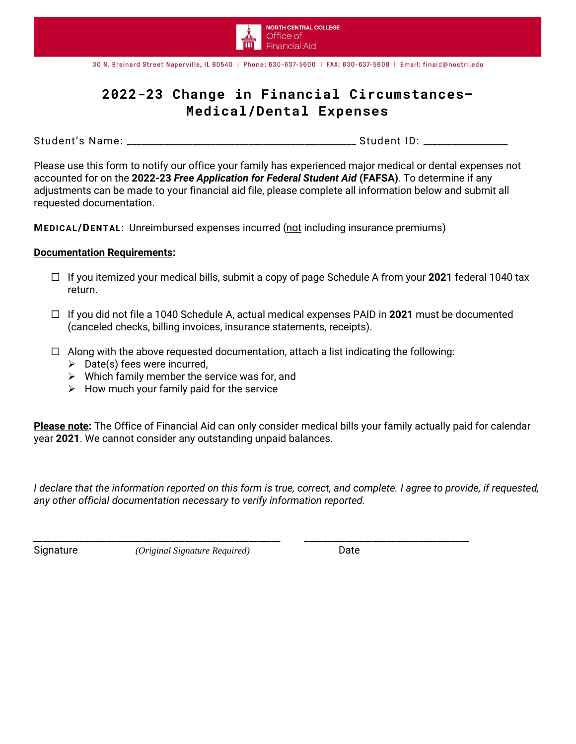NORTH CENTRAL COLLEGE
Office of
Financial Aid

30 N. Brainard Street Naperville, IL 60540 | Phone: 630-637-5600 | FAX: 630-637-5608 | Email: finaid@noctrl.edu

# 2022-23 Change in Financial Circumstances– Medical/Dental Expenses

Student's Name: ________________________________________ Student ID: _______________

Please use this form to notify our office your family has experienced major medical or dental expenses not accounted for on the **2022-23** ***Free Application for Federal Student Aid*** **(FAFSA)**. To determine if any adjustments can be made to your financial aid file, please complete all information below and submit all requested documentation.

**MEDICAL/DENTAL**: Unreimbursed expenses incurred (not including insurance premiums)

**Documentation Requirements:**

- ☐ If you itemized your medical bills, submit a copy of page Schedule A from your **2021** federal 1040 tax return.
- ☐ If you did not file a 1040 Schedule A, actual medical expenses PAID in **2021** must be documented (canceled checks, billing invoices, insurance statements, receipts).
- ☐ Along with the above requested documentation, attach a list indicating the following:
  - Date(s) fees were incurred,
  - Which family member the service was for, and
  - How much your family paid for the service

**Please note:** The Office of Financial Aid can only consider medical bills your family actually paid for calendar year **2021**. We cannot consider any outstanding unpaid balances.

*I declare that the information reported on this form is true, correct, and complete. I agree to provide, if requested, any other official documentation necessary to verify information reported.*

_____________________________________________ _______________________________

Signature *(Original Signature Required)* Date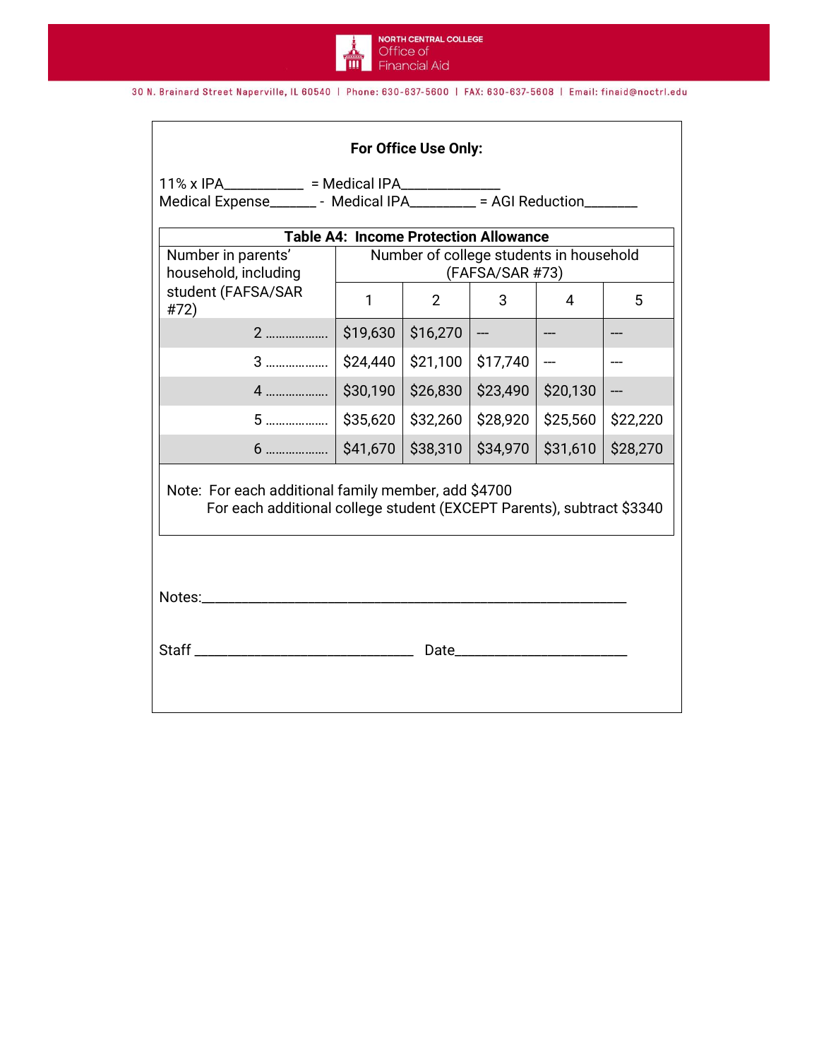NORTH CENTRAL COLLEGE Office of Financial Aid

30 N. Brainard Street Naperville, IL 60540 | Phone: 630-637-5600 | FAX: 630-637-5608 | Email: finaid@noctrl.edu

**For Office Use Only:**

11% x IPA___________ = Medical IPA______________
Medical Expense_______ - Medical IPA_________ = AGI Reduction________

**Table A4: Income Protection Allowance**

| Number in parents' household, including student (FAFSA/SAR #72) | Number of college students in household (FAFSA/SAR #73) | | | | |
|---|---|---|---|---|---|
| | 1 | 2 | 3 | 4 | 5 |
| 2 .................. | $19,630 | $16,270 | --- | --- | --- |
| 3 .................. | $24,440 | $21,100 | $17,740 | --- | --- |
| 4 .................. | $30,190 | $26,830 | $23,490 | $20,130 | --- |
| 5 .................. | $35,620 | $32,260 | $28,920 | $25,560 | $22,220 |
| 6 .................. | $41,670 | $38,310 | $34,970 | $31,610 | $28,270 |

Note: For each additional family member, add $4700
For each additional college student (EXCEPT Parents), subtract $3340

Notes:_____________________________________________________________

Staff _______________________________ Date________________________